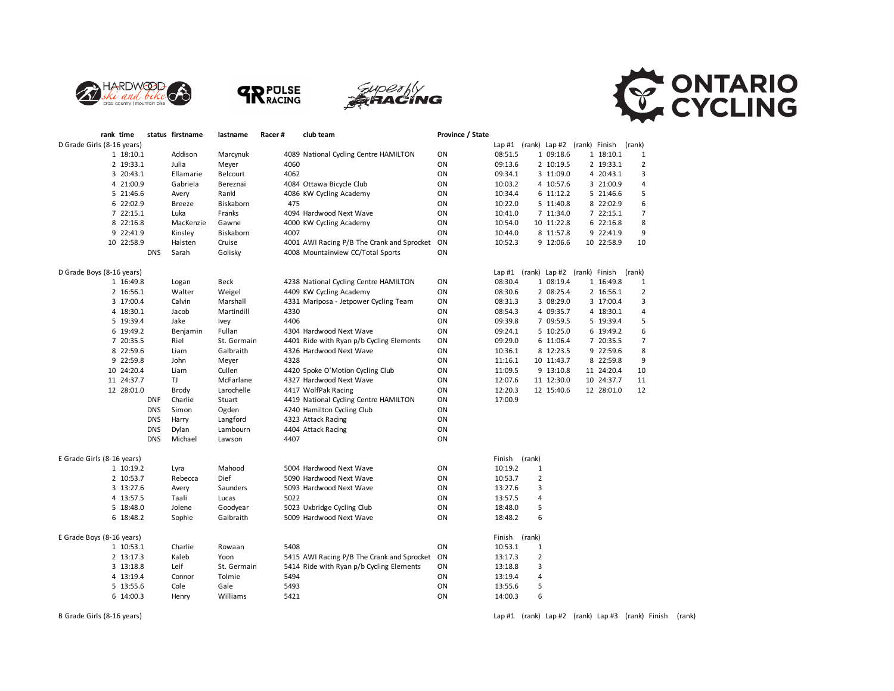| rank | time | status | firstname | lastname | Racer # | club team | Province / State | Lap #1 | (rank) | Lap #2 | (rank) | Finish | (rank) |
|---|---|---|---|---|---|---|---|---|---|---|---|---|---|
| **D Grade Girls (8-16 years)** | | | | | | | | Lap #1 | (rank) | Lap #2 | (rank) | Finish | (rank) |
| 1 | 18:10.1 | | Addison | Marcynuk | 4089 | National Cycling Centre HAMILTON | ON | 08:51.5 | 1 | 09:18.6 | 1 | 18:10.1 | 1 |
| 2 | 19:33.1 | | Julia | Meyer | 4060 | | ON | 09:13.6 | 2 | 10:19.5 | 2 | 19:33.1 | 2 |
| 3 | 20:43.1 | | Ellamarie | Belcourt | 4062 | | ON | 09:34.1 | 3 | 11:09.0 | 4 | 20:43.1 | 3 |
| 4 | 21:00.9 | | Gabriela | Bereznai | 4084 | Ottawa Bicycle Club | ON | 10:03.2 | 4 | 10:57.6 | 3 | 21:00.9 | 4 |
| 5 | 21:46.6 | | Avery | Rankl | 4086 | KW Cycling Academy | ON | 10:34.4 | 6 | 11:12.2 | 5 | 21:46.6 | 5 |
| 6 | 22:02.9 | | Breeze | Biskaborn | 475 | | ON | 10:22.0 | 5 | 11:40.8 | 8 | 22:02.9 | 6 |
| 7 | 22:15.1 | | Luka | Franks | 4094 | Hardwood Next Wave | ON | 10:41.0 | 7 | 11:34.0 | 7 | 22:15.1 | 7 |
| 8 | 22:16.8 | | MacKenzie | Gawne | 4000 | KW Cycling Academy | ON | 10:54.0 | 10 | 11:22.8 | 6 | 22:16.8 | 8 |
| 9 | 22:41.9 | | Kinsley | Biskaborn | 4007 | | ON | 10:44.0 | 8 | 11:57.8 | 9 | 22:41.9 | 9 |
| 10 | 22:58.9 | | Halsten | Cruise | 4001 | AWI Racing P/B The Crank and Sprocket | ON | 10:52.3 | 9 | 12:06.6 | 10 | 22:58.9 | 10 |
| | | DNS | Sarah | Golisky | 4008 | Mountainview CC/Total Sports | ON | | | | | | |
| **D Grade Boys (8-16 years)** | | | | | | | | Lap #1 | (rank) | Lap #2 | (rank) | Finish | (rank) |
| 1 | 16:49.8 | | Logan | Beck | 4238 | National Cycling Centre HAMILTON | ON | 08:30.4 | 1 | 08:19.4 | 1 | 16:49.8 | 1 |
| 2 | 16:56.1 | | Walter | Weigel | 4409 | KW Cycling Academy | ON | 08:30.6 | 2 | 08:25.4 | 2 | 16:56.1 | 2 |
| 3 | 17:00.4 | | Calvin | Marshall | 4331 | Mariposa - Jetpower Cycling Team | ON | 08:31.3 | 3 | 08:29.0 | 3 | 17:00.4 | 3 |
| 4 | 18:30.1 | | Jacob | Martindill | 4330 | | ON | 08:54.3 | 4 | 09:35.7 | 4 | 18:30.1 | 4 |
| 5 | 19:39.4 | | Jake | Ivey | 4406 | | ON | 09:39.8 | 7 | 09:59.5 | 5 | 19:39.4 | 5 |
| 6 | 19:49.2 | | Benjamin | Fullan | 4304 | Hardwood Next Wave | ON | 09:24.1 | 5 | 10:25.0 | 6 | 19:49.2 | 6 |
| 7 | 20:35.5 | | Riel | St. Germain | 4401 | Ride with Ryan p/b Cycling Elements | ON | 09:29.0 | 6 | 11:06.4 | 7 | 20:35.5 | 7 |
| 8 | 22:59.6 | | Liam | Galbraith | 4326 | Hardwood Next Wave | ON | 10:36.1 | 8 | 12:23.5 | 9 | 22:59.6 | 8 |
| 9 | 22:59.8 | | John | Meyer | 4328 | | ON | 11:16.1 | 10 | 11:43.7 | 8 | 22:59.8 | 9 |
| 10 | 24:20.4 | | Liam | Cullen | 4420 | Spoke O'Motion Cycling Club | ON | 11:09.5 | 9 | 13:10.8 | 11 | 24:20.4 | 10 |
| 11 | 24:37.7 | | TJ | McFarlane | 4327 | Hardwood Next Wave | ON | 12:07.6 | 11 | 12:30.0 | 10 | 24:37.7 | 11 |
| 12 | 28:01.0 | | Brody | Larochelle | 4417 | WolfPak Racing | ON | 12:20.3 | 12 | 15:40.6 | 12 | 28:01.0 | 12 |
| | | DNF | Charlie | Stuart | 4419 | National Cycling Centre HAMILTON | ON | 17:00.9 | | | | | |
| | | DNS | Simon | Ogden | 4240 | Hamilton Cycling Club | ON | | | | | | |
| | | DNS | Harry | Langford | 4323 | Attack Racing | ON | | | | | | |
| | | DNS | Dylan | Lambourn | 4404 | Attack Racing | ON | | | | | | |
| | | DNS | Michael | Lawson | 4407 | | ON | | | | | | |
| **E Grade Girls (8-16 years)** | | | | | | | | Finish | (rank) | | | | |
| 1 | 10:19.2 | | Lyra | Mahood | 5004 | Hardwood Next Wave | ON | 10:19.2 | 1 | | | | |
| 2 | 10:53.7 | | Rebecca | Dief | 5090 | Hardwood Next Wave | ON | 10:53.7 | 2 | | | | |
| 3 | 13:27.6 | | Avery | Saunders | 5093 | Hardwood Next Wave | ON | 13:27.6 | 3 | | | | |
| 4 | 13:57.5 | | Taali | Lucas | 5022 | | ON | 13:57.5 | 4 | | | | |
| 5 | 18:48.0 | | Jolene | Goodyear | 5023 | Uxbridge Cycling Club | ON | 18:48.0 | 5 | | | | |
| 6 | 18:48.2 | | Sophie | Galbraith | 5009 | Hardwood Next Wave | ON | 18:48.2 | 6 | | | | |
| **E Grade Boys (8-16 years)** | | | | | | | | Finish | (rank) | | | | |
| 1 | 10:53.1 | | Charlie | Rowaan | 5408 | | ON | 10:53.1 | 1 | | | | |
| 2 | 13:17.3 | | Kaleb | Yoon | 5415 | AWI Racing P/B The Crank and Sprocket | ON | 13:17.3 | 2 | | | | |
| 3 | 13:18.8 | | Leif | St. Germain | 5414 | Ride with Ryan p/b Cycling Elements | ON | 13:18.8 | 3 | | | | |
| 4 | 13:19.4 | | Connor | Tolmie | 5494 | | ON | 13:19.4 | 4 | | | | |
| 5 | 13:55.6 | | Cole | Gale | 5493 | | ON | 13:55.6 | 5 | | | | |
| 6 | 14:00.3 | | Henry | Williams | 5421 | | ON | 14:00.3 | 6 | | | | |

**B Grade Girls (8-16 years)** — Lap #1 (rank) Lap #2 (rank) Lap #3 (rank) Finish (rank)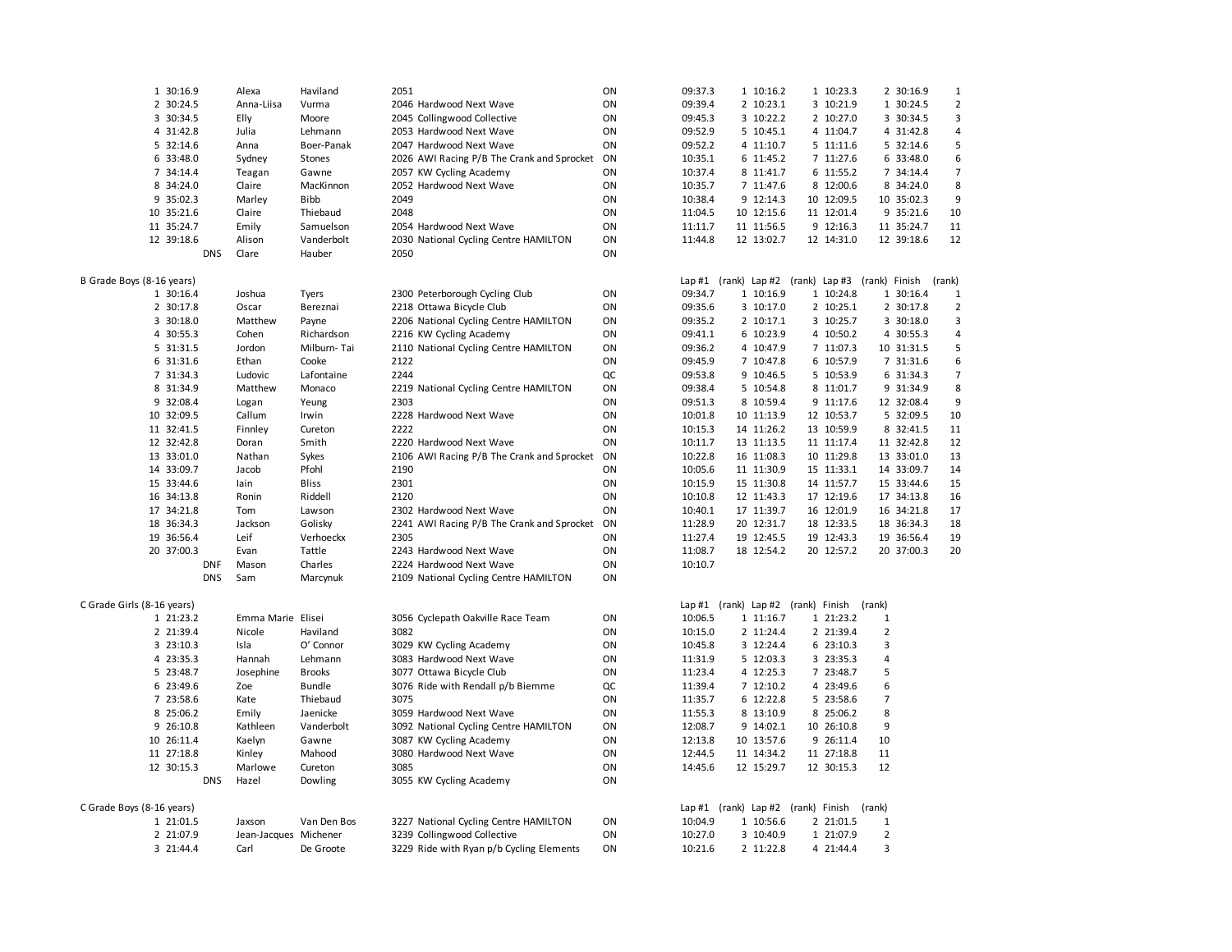| Place | Time | First Name | Last Name | Bib | Team | Prov | Lap #1 | (rank) | Lap #2 | (rank) | Lap #3 | (rank) | Finish | (rank) |
|---|---|---|---|---|---|---|---|---|---|---|---|---|---|---|
| 1 | 30:16.9 | Alexa | Haviland | 2051 | | ON | 09:37.3 | 1 | 10:16.2 | 1 | 10:23.3 | 2 | 30:16.9 | 1 |
| 2 | 30:24.5 | Anna-Liisa | Vurma | 2046 | Hardwood Next Wave | ON | 09:39.4 | 2 | 10:23.1 | 3 | 10:21.9 | 1 | 30:24.5 | 2 |
| 3 | 30:34.5 | Elly | Moore | 2045 | Collingwood Collective | ON | 09:45.3 | 3 | 10:22.2 | 2 | 10:27.0 | 3 | 30:34.5 | 3 |
| 4 | 31:42.8 | Julia | Lehmann | 2053 | Hardwood Next Wave | ON | 09:52.9 | 5 | 10:45.1 | 4 | 11:04.7 | 4 | 31:42.8 | 4 |
| 5 | 32:14.6 | Anna | Boer-Panak | 2047 | Hardwood Next Wave | ON | 09:52.2 | 4 | 11:10.7 | 5 | 11:11.6 | 5 | 32:14.6 | 5 |
| 6 | 33:48.0 | Sydney | Stones | 2026 | AWI Racing P/B The Crank and Sprocket | ON | 10:35.1 | 6 | 11:45.2 | 7 | 11:27.6 | 6 | 33:48.0 | 6 |
| 7 | 34:14.4 | Teagan | Gawne | 2057 | KW Cycling Academy | ON | 10:37.4 | 8 | 11:41.7 | 6 | 11:55.2 | 7 | 34:14.4 | 7 |
| 8 | 34:24.0 | Claire | MacKinnon | 2052 | Hardwood Next Wave | ON | 10:35.7 | 7 | 11:47.6 | 8 | 12:00.6 | 8 | 34:24.0 | 8 |
| 9 | 35:02.3 | Marley | Bibb | 2049 | | ON | 10:38.4 | 9 | 12:14.3 | 10 | 12:09.5 | 10 | 35:02.3 | 9 |
| 10 | 35:21.6 | Claire | Thiebaud | 2048 | | ON | 11:04.5 | 10 | 12:15.6 | 11 | 12:01.4 | 9 | 35:21.6 | 10 |
| 11 | 35:24.7 | Emily | Samuelson | 2054 | Hardwood Next Wave | ON | 11:11.7 | 11 | 11:56.5 | 9 | 12:16.3 | 11 | 35:24.7 | 11 |
| 12 | 39:18.6 | Alison | Vanderbolt | 2030 | National Cycling Centre HAMILTON | ON | 11:44.8 | 12 | 13:02.7 | 12 | 14:31.0 | 12 | 39:18.6 | 12 |
| | DNS | Clare | Hauber | 2050 | | ON | | | | | | | | |

## B Grade Boys (8-16 years)

| Place | Time | First Name | Last Name | Bib | Team | Prov | Lap #1 | (rank) | Lap #2 | (rank) | Lap #3 | (rank) | Finish | (rank) |
|---|---|---|---|---|---|---|---|---|---|---|---|---|---|---|
| 1 | 30:16.4 | Joshua | Tyers | 2300 | Peterborough Cycling Club | ON | 09:34.7 | 1 | 10:16.9 | 1 | 10:24.8 | 1 | 30:16.4 | 1 |
| 2 | 30:17.8 | Oscar | Bereznai | 2218 | Ottawa Bicycle Club | ON | 09:35.6 | 3 | 10:17.0 | 2 | 10:25.1 | 2 | 30:17.8 | 2 |
| 3 | 30:18.0 | Matthew | Payne | 2206 | National Cycling Centre HAMILTON | ON | 09:35.2 | 2 | 10:17.1 | 3 | 10:25.7 | 3 | 30:18.0 | 3 |
| 4 | 30:55.3 | Cohen | Richardson | 2216 | KW Cycling Academy | ON | 09:41.1 | 6 | 10:23.9 | 4 | 10:50.2 | 4 | 30:55.3 | 4 |
| 5 | 31:31.5 | Jordon | Milburn- Tai | 2110 | National Cycling Centre HAMILTON | ON | 09:36.2 | 4 | 10:47.9 | 7 | 11:07.3 | 10 | 31:31.5 | 5 |
| 6 | 31:31.6 | Ethan | Cooke | 2122 | | ON | 09:45.9 | 7 | 10:47.8 | 6 | 10:57.9 | 7 | 31:31.6 | 6 |
| 7 | 31:34.3 | Ludovic | Lafontaine | 2244 | | QC | 09:53.8 | 9 | 10:46.5 | 5 | 10:53.9 | 6 | 31:34.3 | 7 |
| 8 | 31:34.9 | Matthew | Monaco | 2219 | National Cycling Centre HAMILTON | ON | 09:38.4 | 5 | 10:54.8 | 8 | 11:01.7 | 9 | 31:34.9 | 8 |
| 9 | 32:08.4 | Logan | Yeung | 2303 | | ON | 09:51.3 | 8 | 10:59.4 | 9 | 11:17.6 | 12 | 32:08.4 | 9 |
| 10 | 32:09.5 | Callum | Irwin | 2228 | Hardwood Next Wave | ON | 10:01.8 | 10 | 11:13.9 | 12 | 10:53.7 | 5 | 32:09.5 | 10 |
| 11 | 32:41.5 | Finnley | Cureton | 2222 | | ON | 10:15.3 | 14 | 11:26.2 | 13 | 10:59.9 | 8 | 32:41.5 | 11 |
| 12 | 32:42.8 | Doran | Smith | 2220 | Hardwood Next Wave | ON | 10:11.7 | 13 | 11:13.5 | 11 | 11:17.4 | 11 | 32:42.8 | 12 |
| 13 | 33:01.0 | Nathan | Sykes | 2106 | AWI Racing P/B The Crank and Sprocket | ON | 10:22.8 | 16 | 11:08.3 | 10 | 11:29.8 | 13 | 33:01.0 | 13 |
| 14 | 33:09.7 | Jacob | Pfohl | 2190 | | ON | 10:05.6 | 11 | 11:30.9 | 15 | 11:33.1 | 14 | 33:09.7 | 14 |
| 15 | 33:44.6 | Iain | Bliss | 2301 | | ON | 10:15.9 | 15 | 11:30.8 | 14 | 11:57.7 | 15 | 33:44.6 | 15 |
| 16 | 34:13.8 | Ronin | Riddell | 2120 | | ON | 10:10.8 | 12 | 11:43.3 | 17 | 12:19.6 | 17 | 34:13.8 | 16 |
| 17 | 34:21.8 | Tom | Lawson | 2302 | Hardwood Next Wave | ON | 10:40.1 | 17 | 11:39.7 | 16 | 12:01.9 | 16 | 34:21.8 | 17 |
| 18 | 36:34.3 | Jackson | Golisky | 2241 | AWI Racing P/B The Crank and Sprocket | ON | 11:28.9 | 20 | 12:31.7 | 18 | 12:33.5 | 18 | 36:34.3 | 18 |
| 19 | 36:56.4 | Leif | Verhoeckx | 2305 | | ON | 11:27.4 | 19 | 12:45.5 | 19 | 12:43.3 | 19 | 36:56.4 | 19 |
| 20 | 37:00.3 | Evan | Tattle | 2243 | Hardwood Next Wave | ON | 11:08.7 | 18 | 12:54.2 | 20 | 12:57.2 | 20 | 37:00.3 | 20 |
| | DNF | Mason | Charles | 2224 | Hardwood Next Wave | ON | 10:10.7 | | | | | | | |
| | DNS | Sam | Marcynuk | 2109 | National Cycling Centre HAMILTON | ON | | | | | | | | |

## C Grade Girls (8-16 years)

| Place | Time | First Name | Last Name | Bib | Team | Prov | Lap #1 | (rank) | Lap #2 | (rank) | Finish | (rank) |
|---|---|---|---|---|---|---|---|---|---|---|---|---|
| 1 | 21:23.2 | Emma Marie | Elisei | 3056 | Cyclepath Oakville Race Team | ON | 10:06.5 | 1 | 11:16.7 | 1 | 21:23.2 | 1 |
| 2 | 21:39.4 | Nicole | Haviland | 3082 | | ON | 10:15.0 | 2 | 11:24.4 | 2 | 21:39.4 | 2 |
| 3 | 23:10.3 | Isla | O' Connor | 3029 | KW Cycling Academy | ON | 10:45.8 | 3 | 12:24.4 | 6 | 23:10.3 | 3 |
| 4 | 23:35.3 | Hannah | Lehmann | 3083 | Hardwood Next Wave | ON | 11:31.9 | 5 | 12:03.3 | 3 | 23:35.3 | 4 |
| 5 | 23:48.7 | Josephine | Brooks | 3077 | Ottawa Bicycle Club | ON | 11:23.4 | 4 | 12:25.3 | 7 | 23:48.7 | 5 |
| 6 | 23:49.6 | Zoe | Bundle | 3076 | Ride with Rendall p/b Biemme | QC | 11:39.4 | 7 | 12:10.2 | 4 | 23:49.6 | 6 |
| 7 | 23:58.6 | Kate | Thiebaud | 3075 | | ON | 11:35.7 | 6 | 12:22.8 | 5 | 23:58.6 | 7 |
| 8 | 25:06.2 | Emily | Jaenicke | 3059 | Hardwood Next Wave | ON | 11:55.3 | 8 | 13:10.9 | 8 | 25:06.2 | 8 |
| 9 | 26:10.8 | Kathleen | Vanderbolt | 3092 | National Cycling Centre HAMILTON | ON | 12:08.7 | 9 | 14:02.1 | 10 | 26:10.8 | 9 |
| 10 | 26:11.4 | Kaelyn | Gawne | 3087 | KW Cycling Academy | ON | 12:13.8 | 10 | 13:57.6 | 9 | 26:11.4 | 10 |
| 11 | 27:18.8 | Kinley | Mahood | 3080 | Hardwood Next Wave | ON | 12:44.5 | 11 | 14:34.2 | 11 | 27:18.8 | 11 |
| 12 | 30:15.3 | Marlowe | Cureton | 3085 | | ON | 14:45.6 | 12 | 15:29.7 | 12 | 30:15.3 | 12 |
| | DNS | Hazel | Dowling | 3055 | KW Cycling Academy | ON | | | | | | |

## C Grade Boys (8-16 years)

| Place | Time | First Name | Last Name | Bib | Team | Prov | Lap #1 | (rank) | Lap #2 | (rank) | Finish | (rank) |
|---|---|---|---|---|---|---|---|---|---|---|---|---|
| 1 | 21:01.5 | Jaxson | Van Den Bos | 3227 | National Cycling Centre HAMILTON | ON | 10:04.9 | 1 | 10:56.6 | 2 | 21:01.5 | 1 |
| 2 | 21:07.9 | Jean-Jacques | Michener | 3239 | Collingwood Collective | ON | 10:27.0 | 3 | 10:40.9 | 1 | 21:07.9 | 2 |
| 3 | 21:44.4 | Carl | De Groote | 3229 | Ride with Ryan p/b Cycling Elements | ON | 10:21.6 | 2 | 11:22.8 | 4 | 21:44.4 | 3 |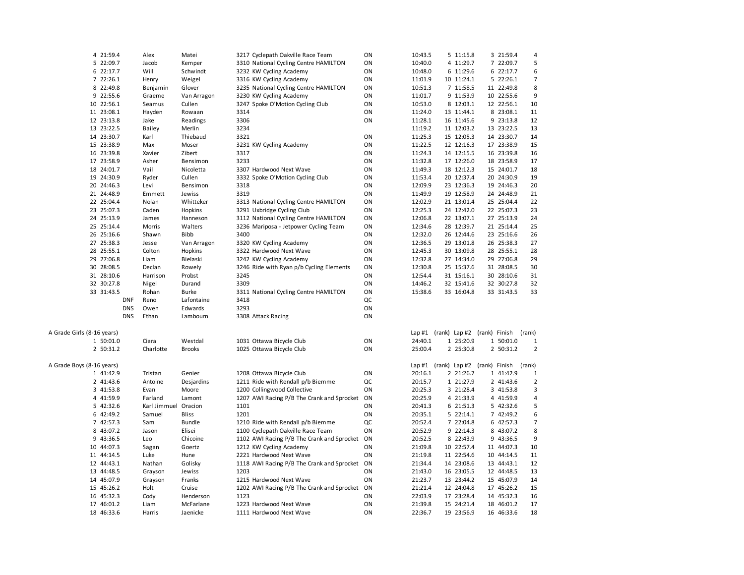| Place | Time | First Name | Last Name | Bib | Team | Prov | Lap #1 | (rank) | Lap #2 | (rank) | Finish | (rank) |
|---|---|---|---|---|---|---|---|---|---|---|---|---|
| 4 | 21:59.4 | Alex | Matei | 3217 | Cyclepath Oakville Race Team | ON | 10:43.5 | 5 | 11:15.8 | 3 | 21:59.4 | 4 |
| 5 | 22:09.7 | Jacob | Kemper | 3310 | National Cycling Centre HAMILTON | ON | 10:40.0 | 4 | 11:29.7 | 7 | 22:09.7 | 5 |
| 6 | 22:17.7 | Will | Schwindt | 3232 | KW Cycling Academy | ON | 10:48.0 | 6 | 11:29.6 | 6 | 22:17.7 | 6 |
| 7 | 22:26.1 | Henry | Weigel | 3316 | KW Cycling Academy | ON | 11:01.9 | 10 | 11:24.1 | 5 | 22:26.1 | 7 |
| 8 | 22:49.8 | Benjamin | Glover | 3235 | National Cycling Centre HAMILTON | ON | 10:51.3 | 7 | 11:58.5 | 11 | 22:49.8 | 8 |
| 9 | 22:55.6 | Graeme | Van Arragon | 3230 | KW Cycling Academy | ON | 11:01.7 | 9 | 11:53.9 | 10 | 22:55.6 | 9 |
| 10 | 22:56.1 | Seamus | Cullen | 3247 | Spoke O'Motion Cycling Club | ON | 10:53.0 | 8 | 12:03.1 | 12 | 22:56.1 | 10 |
| 11 | 23:08.1 | Hayden | Rowaan | 3314 | | ON | 11:24.0 | 13 | 11:44.1 | 8 | 23:08.1 | 11 |
| 12 | 23:13.8 | Jake | Readings | 3306 | | ON | 11:28.1 | 16 | 11:45.6 | 9 | 23:13.8 | 12 |
| 13 | 23:22.5 | Bailey | Merlin | 3234 | | | 11:19.2 | 11 | 12:03.2 | 13 | 23:22.5 | 13 |
| 14 | 23:30.7 | Karl | Thiebaud | 3321 | | ON | 11:25.3 | 15 | 12:05.3 | 14 | 23:30.7 | 14 |
| 15 | 23:38.9 | Max | Moser | 3231 | KW Cycling Academy | ON | 11:22.5 | 12 | 12:16.3 | 17 | 23:38.9 | 15 |
| 16 | 23:39.8 | Xavier | Zibert | 3317 | | ON | 11:24.3 | 14 | 12:15.5 | 16 | 23:39.8 | 16 |
| 17 | 23:58.9 | Asher | Bensimon | 3233 | | ON | 11:32.8 | 17 | 12:26.0 | 18 | 23:58.9 | 17 |
| 18 | 24:01.7 | Vail | Nicoletta | 3307 | Hardwood Next Wave | ON | 11:49.3 | 18 | 12:12.3 | 15 | 24:01.7 | 18 |
| 19 | 24:30.9 | Ryder | Cullen | 3332 | Spoke O'Motion Cycling Club | ON | 11:53.4 | 20 | 12:37.4 | 20 | 24:30.9 | 19 |
| 20 | 24:46.3 | Levi | Bensimon | 3318 | | ON | 12:09.9 | 23 | 12:36.3 | 19 | 24:46.3 | 20 |
| 21 | 24:48.9 | Emmett | Jewiss | 3319 | | ON | 11:49.9 | 19 | 12:58.9 | 24 | 24:48.9 | 21 |
| 22 | 25:04.4 | Nolan | Whitteker | 3313 | National Cycling Centre HAMILTON | ON | 12:02.9 | 21 | 13:01.4 | 25 | 25:04.4 | 22 |
| 23 | 25:07.3 | Caden | Hopkins | 3291 | Uxbridge Cycling Club | ON | 12:25.3 | 24 | 12:42.0 | 22 | 25:07.3 | 23 |
| 24 | 25:13.9 | James | Hanneson | 3112 | National Cycling Centre HAMILTON | ON | 12:06.8 | 22 | 13:07.1 | 27 | 25:13.9 | 24 |
| 25 | 25:14.4 | Morris | Walters | 3236 | Mariposa - Jetpower Cycling Team | ON | 12:34.6 | 28 | 12:39.7 | 21 | 25:14.4 | 25 |
| 26 | 25:16.6 | Shawn | Bibb | 3400 | | ON | 12:32.0 | 26 | 12:44.6 | 23 | 25:16.6 | 26 |
| 27 | 25:38.3 | Jesse | Van Arragon | 3320 | KW Cycling Academy | ON | 12:36.5 | 29 | 13:01.8 | 26 | 25:38.3 | 27 |
| 28 | 25:55.1 | Colton | Hopkins | 3322 | Hardwood Next Wave | ON | 12:45.3 | 30 | 13:09.8 | 28 | 25:55.1 | 28 |
| 29 | 27:06.8 | Liam | Bielaski | 3242 | KW Cycling Academy | ON | 12:32.8 | 27 | 14:34.0 | 29 | 27:06.8 | 29 |
| 30 | 28:08.5 | Declan | Rowely | 3246 | Ride with Ryan p/b Cycling Elements | ON | 12:30.8 | 25 | 15:37.6 | 31 | 28:08.5 | 30 |
| 31 | 28:10.6 | Harrison | Probst | 3245 | | ON | 12:54.4 | 31 | 15:16.1 | 30 | 28:10.6 | 31 |
| 32 | 30:27.8 | Nigel | Durand | 3309 | | ON | 14:46.2 | 32 | 15:41.6 | 32 | 30:27.8 | 32 |
| 33 | 31:43.5 | Rohan | Burke | 3311 | National Cycling Centre HAMILTON | ON | 15:38.6 | 33 | 16:04.8 | 33 | 31:43.5 | 33 |
| | DNF | Reno | Lafontaine | 3418 | | QC | | | | | | |
| | DNS | Owen | Edwards | 3293 | | ON | | | | | | |
| | DNS | Ethan | Lambourn | 3308 | Attack Racing | ON | | | | | | |

A Grade Girls (8-16 years)

| Place | Time | First Name | Last Name | Bib | Team | Prov | Lap #1 | (rank) | Lap #2 | (rank) | Finish | (rank) |
|---|---|---|---|---|---|---|---|---|---|---|---|---|
| 1 | 50:01.0 | Ciara | Westdal | 1031 | Ottawa Bicycle Club | ON | 24:40.1 | 1 | 25:20.9 | 1 | 50:01.0 | 1 |
| 2 | 50:31.2 | Charlotte | Brooks | 1025 | Ottawa Bicycle Club | ON | 25:00.4 | 2 | 25:30.8 | 2 | 50:31.2 | 2 |

A Grade Boys (8-16 years)

| Place | Time | First Name | Last Name | Bib | Team | Prov | Lap #1 | (rank) | Lap #2 | (rank) | Finish | (rank) |
|---|---|---|---|---|---|---|---|---|---|---|---|---|
| 1 | 41:42.9 | Tristan | Genier | 1208 | Ottawa Bicycle Club | ON | 20:16.1 | 2 | 21:26.7 | 1 | 41:42.9 | 1 |
| 2 | 41:43.6 | Antoine | Desjardins | 1211 | Ride with Rendall p/b Biemme | QC | 20:15.7 | 1 | 21:27.9 | 2 | 41:43.6 | 2 |
| 3 | 41:53.8 | Evan | Moore | 1200 | Collingwood Collective | ON | 20:25.3 | 3 | 21:28.4 | 3 | 41:53.8 | 3 |
| 4 | 41:59.9 | Farland | Lamont | 1207 | AWI Racing P/B The Crank and Sprocket | ON | 20:25.9 | 4 | 21:33.9 | 4 | 41:59.9 | 4 |
| 5 | 42:32.6 | Karl Jimmuel | Oracion | 1101 | | ON | 20:41.3 | 6 | 21:51.3 | 5 | 42:32.6 | 5 |
| 6 | 42:49.2 | Samuel | Bliss | 1201 | | ON | 20:35.1 | 5 | 22:14.1 | 7 | 42:49.2 | 6 |
| 7 | 42:57.3 | Sam | Bundle | 1210 | Ride with Rendall p/b Biemme | QC | 20:52.4 | 7 | 22:04.8 | 6 | 42:57.3 | 7 |
| 8 | 43:07.2 | Jason | Elisei | 1100 | Cyclepath Oakville Race Team | ON | 20:52.9 | 9 | 22:14.3 | 8 | 43:07.2 | 8 |
| 9 | 43:36.5 | Leo | Chicoine | 1102 | AWI Racing P/B The Crank and Sprocket | ON | 20:52.5 | 8 | 22:43.9 | 9 | 43:36.5 | 9 |
| 10 | 44:07.3 | Sagan | Goertz | 1212 | KW Cycling Academy | ON | 21:09.8 | 10 | 22:57.4 | 11 | 44:07.3 | 10 |
| 11 | 44:14.5 | Luke | Hune | 2221 | Hardwood Next Wave | ON | 21:19.8 | 11 | 22:54.6 | 10 | 44:14.5 | 11 |
| 12 | 44:43.1 | Nathan | Golisky | 1118 | AWI Racing P/B The Crank and Sprocket | ON | 21:34.4 | 14 | 23:08.6 | 13 | 44:43.1 | 12 |
| 13 | 44:48.5 | Grayson | Jewiss | 1203 | | ON | 21:43.0 | 16 | 23:05.5 | 12 | 44:48.5 | 13 |
| 14 | 45:07.9 | Grayson | Franks | 1215 | Hardwood Next Wave | ON | 21:23.7 | 13 | 23:44.2 | 15 | 45:07.9 | 14 |
| 15 | 45:26.2 | Holt | Cruise | 1202 | AWI Racing P/B The Crank and Sprocket | ON | 21:21.4 | 12 | 24:04.8 | 17 | 45:26.2 | 15 |
| 16 | 45:32.3 | Cody | Henderson | 1123 | | ON | 22:03.9 | 17 | 23:28.4 | 14 | 45:32.3 | 16 |
| 17 | 46:01.2 | Liam | McFarlane | 1223 | Hardwood Next Wave | ON | 21:39.8 | 15 | 24:21.4 | 18 | 46:01.2 | 17 |
| 18 | 46:33.6 | Harris | Jaenicke | 1111 | Hardwood Next Wave | ON | 22:36.7 | 19 | 23:56.9 | 16 | 46:33.6 | 18 |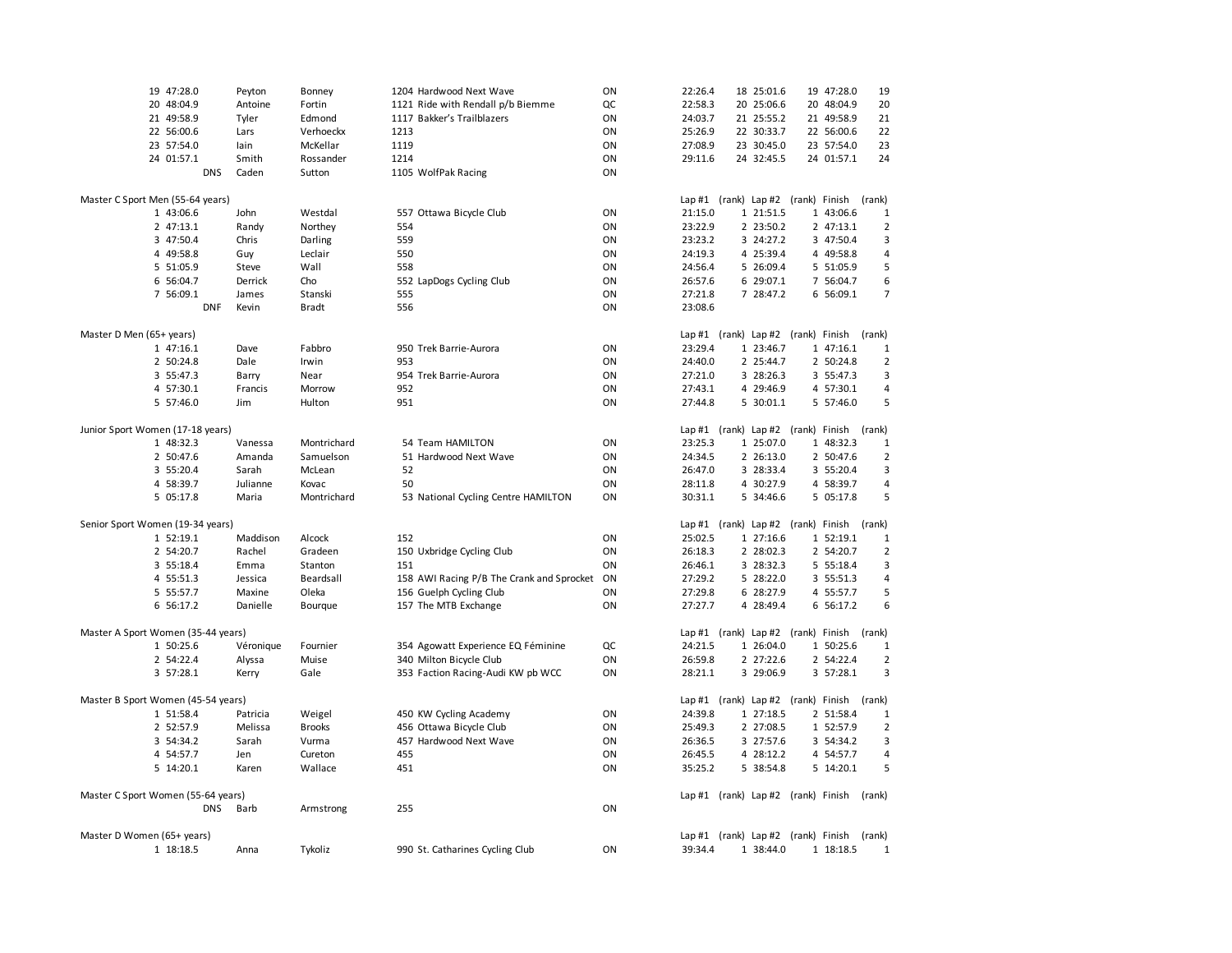| Place | Time | First Name | Last Name | Bib | Team | Prov | Lap #1 | (rank) | Lap #2 | (rank) | Finish | (rank) |
|---|---|---|---|---|---|---|---|---|---|---|---|---|
| 19 | 47:28.0 | Peyton | Bonney | 1204 | Hardwood Next Wave | ON | 22:26.4 | 18 | 25:01.6 | 19 | 47:28.0 | 19 |
| 20 | 48:04.9 | Antoine | Fortin | 1121 | Ride with Rendall p/b Biemme | QC | 22:58.3 | 20 | 25:06.6 | 20 | 48:04.9 | 20 |
| 21 | 49:58.9 | Tyler | Edmond | 1117 | Bakker's Trailblazers | ON | 24:03.7 | 21 | 25:55.2 | 21 | 49:58.9 | 21 |
| 22 | 56:00.6 | Lars | Verhoeckx | 1213 | | ON | 25:26.9 | 22 | 30:33.7 | 22 | 56:00.6 | 22 |
| 23 | 57:54.0 | Iain | McKellar | 1119 | | ON | 27:08.9 | 23 | 30:45.0 | 23 | 57:54.0 | 23 |
| 24 | 01:57.1 | Smith | Rossander | 1214 | | ON | 29:11.6 | 24 | 32:45.5 | 24 | 01:57.1 | 24 |
| | DNS | Caden | Sutton | 1105 | WolfPak Racing | ON | | | | | | |

Master C Sport Men (55-64 years)

| Place | Time | First Name | Last Name | Bib | Team | Prov | Lap #1 | (rank) | Lap #2 | (rank) | Finish | (rank) |
|---|---|---|---|---|---|---|---|---|---|---|---|---|
| 1 | 43:06.6 | John | Westdal | 557 | Ottawa Bicycle Club | ON | 21:15.0 | 1 | 21:51.5 | 1 | 43:06.6 | 1 |
| 2 | 47:13.1 | Randy | Northey | 554 | | ON | 23:22.9 | 2 | 23:50.2 | 2 | 47:13.1 | 2 |
| 3 | 47:50.4 | Chris | Darling | 559 | | ON | 23:23.2 | 3 | 24:27.2 | 3 | 47:50.4 | 3 |
| 4 | 49:58.8 | Guy | Leclair | 550 | | ON | 24:19.3 | 4 | 25:39.4 | 4 | 49:58.8 | 4 |
| 5 | 51:05.9 | Steve | Wall | 558 | | ON | 24:56.4 | 5 | 26:09.4 | 5 | 51:05.9 | 5 |
| 6 | 56:04.7 | Derrick | Cho | 552 | LapDogs Cycling Club | ON | 26:57.6 | 6 | 29:07.1 | 7 | 56:04.7 | 6 |
| 7 | 56:09.1 | James | Stanski | 555 | | ON | 27:21.8 | 7 | 28:47.2 | 6 | 56:09.1 | 7 |
| | DNF | Kevin | Bradt | 556 | | ON | 23:08.6 | | | | | |

Master D Men (65+ years)

| Place | Time | First Name | Last Name | Bib | Team | Prov | Lap #1 | (rank) | Lap #2 | (rank) | Finish | (rank) |
|---|---|---|---|---|---|---|---|---|---|---|---|---|
| 1 | 47:16.1 | Dave | Fabbro | 950 | Trek Barrie-Aurora | ON | 23:29.4 | 1 | 23:46.7 | 1 | 47:16.1 | 1 |
| 2 | 50:24.8 | Dale | Irwin | 953 | | ON | 24:40.0 | 2 | 25:44.7 | 2 | 50:24.8 | 2 |
| 3 | 55:47.3 | Barry | Near | 954 | Trek Barrie-Aurora | ON | 27:21.0 | 3 | 28:26.3 | 3 | 55:47.3 | 3 |
| 4 | 57:30.1 | Francis | Morrow | 952 | | ON | 27:43.1 | 4 | 29:46.9 | 4 | 57:30.1 | 4 |
| 5 | 57:46.0 | Jim | Hulton | 951 | | ON | 27:44.8 | 5 | 30:01.1 | 5 | 57:46.0 | 5 |

Junior Sport Women (17-18 years)

| Place | Time | First Name | Last Name | Bib | Team | Prov | Lap #1 | (rank) | Lap #2 | (rank) | Finish | (rank) |
|---|---|---|---|---|---|---|---|---|---|---|---|---|
| 1 | 48:32.3 | Vanessa | Montrichard | 54 | Team HAMILTON | ON | 23:25.3 | 1 | 25:07.0 | 1 | 48:32.3 | 1 |
| 2 | 50:47.6 | Amanda | Samuelson | 51 | Hardwood Next Wave | ON | 24:34.5 | 2 | 26:13.0 | 2 | 50:47.6 | 2 |
| 3 | 55:20.4 | Sarah | McLean | 52 | | ON | 26:47.0 | 3 | 28:33.4 | 3 | 55:20.4 | 3 |
| 4 | 58:39.7 | Julianne | Kovac | 50 | | ON | 28:11.8 | 4 | 30:27.9 | 4 | 58:39.7 | 4 |
| 5 | 05:17.8 | Maria | Montrichard | 53 | National Cycling Centre HAMILTON | ON | 30:31.1 | 5 | 34:46.6 | 5 | 05:17.8 | 5 |

Senior Sport Women (19-34 years)

| Place | Time | First Name | Last Name | Bib | Team | Prov | Lap #1 | (rank) | Lap #2 | (rank) | Finish | (rank) |
|---|---|---|---|---|---|---|---|---|---|---|---|---|
| 1 | 52:19.1 | Maddison | Alcock | 152 | | ON | 25:02.5 | 1 | 27:16.6 | 1 | 52:19.1 | 1 |
| 2 | 54:20.7 | Rachel | Gradeen | 150 | Uxbridge Cycling Club | ON | 26:18.3 | 2 | 28:02.3 | 2 | 54:20.7 | 2 |
| 3 | 55:18.4 | Emma | Stanton | 151 | | ON | 26:46.1 | 3 | 28:32.3 | 5 | 55:18.4 | 3 |
| 4 | 55:51.3 | Jessica | Beardsall | 158 | AWI Racing P/B The Crank and Sprocket | ON | 27:29.2 | 5 | 28:22.0 | 3 | 55:51.3 | 4 |
| 5 | 55:57.7 | Maxine | Oleka | 156 | Guelph Cycling Club | ON | 27:29.8 | 6 | 28:27.9 | 4 | 55:57.7 | 5 |
| 6 | 56:17.2 | Danielle | Bourque | 157 | The MTB Exchange | ON | 27:27.7 | 4 | 28:49.4 | 6 | 56:17.2 | 6 |

Master A Sport Women (35-44 years)

| Place | Time | First Name | Last Name | Bib | Team | Prov | Lap #1 | (rank) | Lap #2 | (rank) | Finish | (rank) |
|---|---|---|---|---|---|---|---|---|---|---|---|---|
| 1 | 50:25.6 | Véronique | Fournier | 354 | Agowatt Experience EQ Féminine | QC | 24:21.5 | 1 | 26:04.0 | 1 | 50:25.6 | 1 |
| 2 | 54:22.4 | Alyssa | Muise | 340 | Milton Bicycle Club | ON | 26:59.8 | 2 | 27:22.6 | 2 | 54:22.4 | 2 |
| 3 | 57:28.1 | Kerry | Gale | 353 | Faction Racing-Audi KW pb WCC | ON | 28:21.1 | 3 | 29:06.9 | 3 | 57:28.1 | 3 |

Master B Sport Women (45-54 years)

| Place | Time | First Name | Last Name | Bib | Team | Prov | Lap #1 | (rank) | Lap #2 | (rank) | Finish | (rank) |
|---|---|---|---|---|---|---|---|---|---|---|---|---|
| 1 | 51:58.4 | Patricia | Weigel | 450 | KW Cycling Academy | ON | 24:39.8 | 1 | 27:18.5 | 2 | 51:58.4 | 1 |
| 2 | 52:57.9 | Melissa | Brooks | 456 | Ottawa Bicycle Club | ON | 25:49.3 | 2 | 27:08.5 | 1 | 52:57.9 | 2 |
| 3 | 54:34.2 | Sarah | Vurma | 457 | Hardwood Next Wave | ON | 26:36.5 | 3 | 27:57.6 | 3 | 54:34.2 | 3 |
| 4 | 54:57.7 | Jen | Cureton | 455 | | ON | 26:45.5 | 4 | 28:12.2 | 4 | 54:57.7 | 4 |
| 5 | 14:20.1 | Karen | Wallace | 451 | | ON | 35:25.2 | 5 | 38:54.8 | 5 | 14:20.1 | 5 |

Master C Sport Women (55-64 years)

| Place | Time | First Name | Last Name | Bib | Team | Prov | Lap #1 | (rank) | Lap #2 | (rank) | Finish | (rank) |
|---|---|---|---|---|---|---|---|---|---|---|---|---|
| | DNS | Barb | Armstrong | 255 | | ON | | | | | | |

Master D Women (65+ years)

| Place | Time | First Name | Last Name | Bib | Team | Prov | Lap #1 | (rank) | Lap #2 | (rank) | Finish | (rank) |
|---|---|---|---|---|---|---|---|---|---|---|---|---|
| 1 | 18:18.5 | Anna | Tykoliz | 990 | St. Catharines Cycling Club | ON | 39:34.4 | 1 | 38:44.0 | 1 | 18:18.5 | 1 |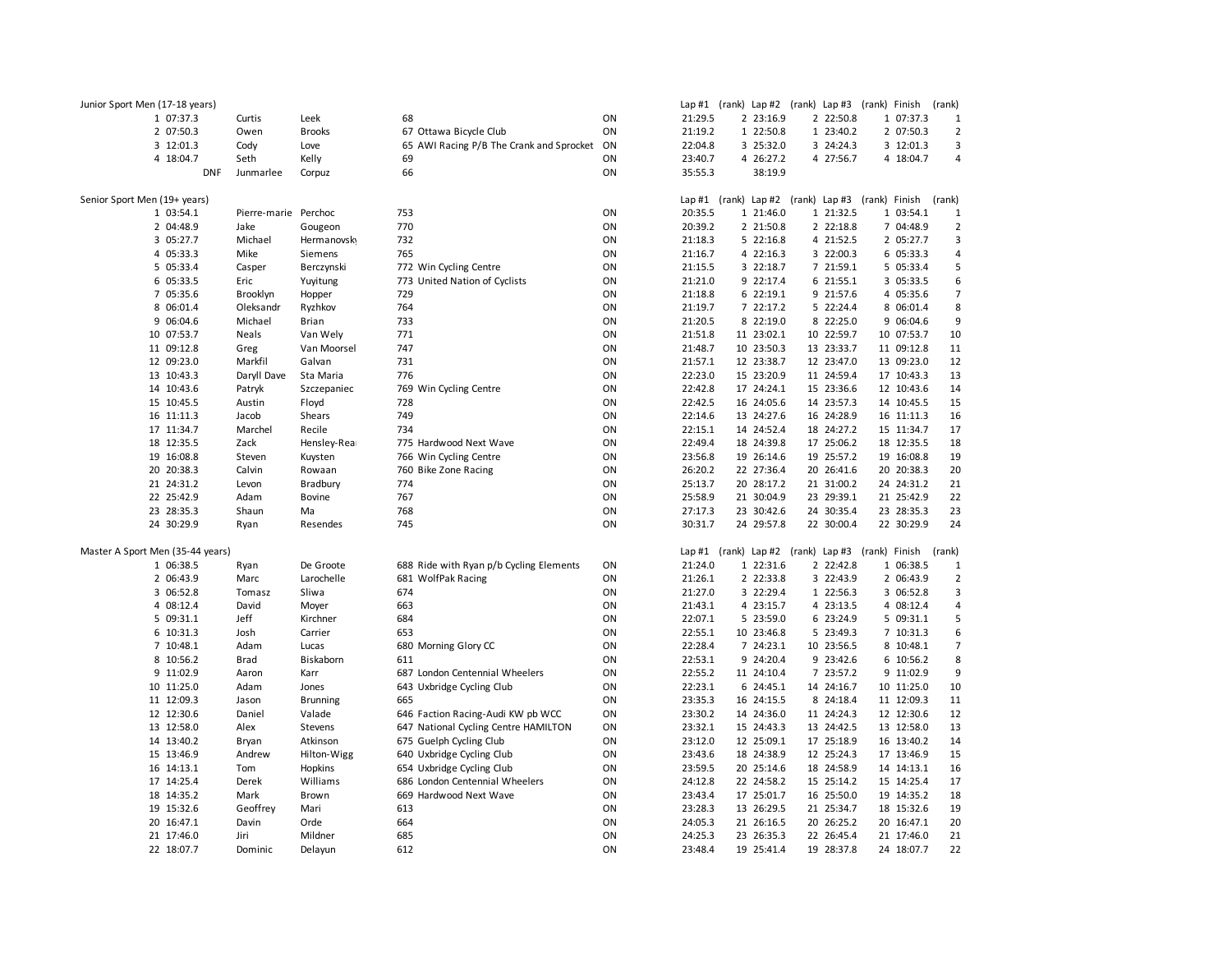## Junior Sport Men (17-18 years)

| Place | Time | First Name | Last Name | Bib | Team | Prov | Lap #1 | (rank) | Lap #2 | (rank) | Lap #3 | (rank) | Finish | (rank) |
|---|---|---|---|---|---|---|---|---|---|---|---|---|---|---|
| 1 | 07:37.3 | Curtis | Leek | 68 | | ON | 21:29.5 | 2 | 23:16.9 | 2 | 22:50.8 | 1 | 07:37.3 | 1 |
| 2 | 07:50.3 | Owen | Brooks | 67 | Ottawa Bicycle Club | ON | 21:19.2 | 1 | 22:50.8 | 1 | 23:40.2 | 2 | 07:50.3 | 2 |
| 3 | 12:01.3 | Cody | Love | 65 | AWI Racing P/B The Crank and Sprocket | ON | 22:04.8 | 3 | 25:32.0 | 3 | 24:24.3 | 3 | 12:01.3 | 3 |
| 4 | 18:04.7 | Seth | Kelly | 69 | | ON | 23:40.7 | 4 | 26:27.2 | 4 | 27:56.7 | 4 | 18:04.7 | 4 |
| | DNF | Junmarlee | Corpuz | 66 | | ON | 35:55.3 | | 38:19.9 | | | | | |

## Senior Sport Men (19+ years)

| Place | Time | First Name | Last Name | Bib | Team | Prov | Lap #1 | (rank) | Lap #2 | (rank) | Lap #3 | (rank) | Finish | (rank) |
|---|---|---|---|---|---|---|---|---|---|---|---|---|---|---|
| 1 | 03:54.1 | Pierre-marie | Perchoc | 753 | | ON | 20:35.5 | 1 | 21:46.0 | 1 | 21:32.5 | 1 | 03:54.1 | 1 |
| 2 | 04:48.9 | Jake | Gougeon | 770 | | ON | 20:39.2 | 2 | 21:50.8 | 2 | 22:18.8 | 7 | 04:48.9 | 2 |
| 3 | 05:27.7 | Michael | Hermanovsky | 732 | | ON | 21:18.3 | 5 | 22:16.8 | 4 | 21:52.5 | 2 | 05:27.7 | 3 |
| 4 | 05:33.3 | Mike | Siemens | 765 | | ON | 21:16.7 | 4 | 22:16.3 | 3 | 22:00.3 | 6 | 05:33.3 | 4 |
| 5 | 05:33.4 | Casper | Berczynski | 772 | Win Cycling Centre | ON | 21:15.5 | 3 | 22:18.7 | 7 | 21:59.1 | 5 | 05:33.4 | 5 |
| 6 | 05:33.5 | Eric | Yuyitung | 773 | United Nation of Cyclists | ON | 21:21.0 | 9 | 22:17.4 | 6 | 21:55.1 | 3 | 05:33.5 | 6 |
| 7 | 05:35.6 | Brooklyn | Hopper | 729 | | ON | 21:18.8 | 6 | 22:19.1 | 9 | 21:57.6 | 4 | 05:35.6 | 7 |
| 8 | 06:01.4 | Oleksandr | Ryzhkov | 764 | | ON | 21:19.7 | 7 | 22:17.2 | 5 | 22:24.4 | 8 | 06:01.4 | 8 |
| 9 | 06:04.6 | Michael | Brian | 733 | | ON | 21:20.5 | 8 | 22:19.0 | 8 | 22:25.0 | 9 | 06:04.6 | 9 |
| 10 | 07:53.7 | Neals | Van Wely | 771 | | ON | 21:51.8 | 11 | 23:02.1 | 10 | 22:59.7 | 10 | 07:53.7 | 10 |
| 11 | 09:12.8 | Greg | Van Moorsel | 747 | | ON | 21:48.7 | 10 | 23:50.3 | 13 | 23:33.7 | 11 | 09:12.8 | 11 |
| 12 | 09:23.0 | Markfil | Galvan | 731 | | ON | 21:57.1 | 12 | 23:38.7 | 12 | 23:47.0 | 13 | 09:23.0 | 12 |
| 13 | 10:43.3 | Daryll Dave | Sta Maria | 776 | | ON | 22:23.0 | 15 | 23:20.9 | 11 | 24:59.4 | 17 | 10:43.3 | 13 |
| 14 | 10:43.6 | Patryk | Szczepaniec | 769 | Win Cycling Centre | ON | 22:42.8 | 17 | 24:24.1 | 15 | 23:36.6 | 12 | 10:43.6 | 14 |
| 15 | 10:45.5 | Austin | Floyd | 728 | | ON | 22:42.5 | 16 | 24:05.6 | 14 | 23:57.3 | 14 | 10:45.5 | 15 |
| 16 | 11:11.3 | Jacob | Shears | 749 | | ON | 22:14.6 | 13 | 24:27.6 | 16 | 24:28.9 | 16 | 11:11.3 | 16 |
| 17 | 11:34.7 | Marchel | Recile | 734 | | ON | 22:15.1 | 14 | 24:52.4 | 18 | 24:27.2 | 15 | 11:34.7 | 17 |
| 18 | 12:35.5 | Zack | Hensley-Rea | 775 | Hardwood Next Wave | ON | 22:49.4 | 18 | 24:39.8 | 17 | 25:06.2 | 18 | 12:35.5 | 18 |
| 19 | 16:08.8 | Steven | Kuysten | 766 | Win Cycling Centre | ON | 23:56.8 | 19 | 26:14.6 | 19 | 25:57.2 | 19 | 16:08.8 | 19 |
| 20 | 20:38.3 | Calvin | Rowaan | 760 | Bike Zone Racing | ON | 26:20.2 | 22 | 27:36.4 | 20 | 26:41.6 | 20 | 20:38.3 | 20 |
| 21 | 24:31.2 | Levon | Bradbury | 774 | | ON | 25:13.7 | 20 | 28:17.2 | 21 | 31:00.2 | 24 | 24:31.2 | 21 |
| 22 | 25:42.9 | Adam | Bovine | 767 | | ON | 25:58.9 | 21 | 30:04.9 | 23 | 29:39.1 | 21 | 25:42.9 | 22 |
| 23 | 28:35.3 | Shaun | Ma | 768 | | ON | 27:17.3 | 23 | 30:42.6 | 24 | 30:35.4 | 23 | 28:35.3 | 23 |
| 24 | 30:29.9 | Ryan | Resendes | 745 | | ON | 30:31.7 | 24 | 29:57.8 | 22 | 30:00.4 | 22 | 30:29.9 | 24 |

## Master A Sport Men (35-44 years)

| Place | Time | First Name | Last Name | Bib | Team | Prov | Lap #1 | (rank) | Lap #2 | (rank) | Lap #3 | (rank) | Finish | (rank) |
|---|---|---|---|---|---|---|---|---|---|---|---|---|---|---|
| 1 | 06:38.5 | Ryan | De Groote | 688 | Ride with Ryan p/b Cycling Elements | ON | 21:24.0 | 1 | 22:31.6 | 2 | 22:42.8 | 1 | 06:38.5 | 1 |
| 2 | 06:43.9 | Marc | Larochelle | 681 | WolfPak Racing | ON | 21:26.1 | 2 | 22:33.8 | 3 | 22:43.9 | 2 | 06:43.9 | 2 |
| 3 | 06:52.8 | Tomasz | Sliwa | 674 | | ON | 21:27.0 | 3 | 22:29.4 | 1 | 22:56.3 | 3 | 06:52.8 | 3 |
| 4 | 08:12.4 | David | Moyer | 663 | | ON | 21:43.1 | 4 | 23:15.7 | 4 | 23:13.5 | 4 | 08:12.4 | 4 |
| 5 | 09:31.1 | Jeff | Kirchner | 684 | | ON | 22:07.1 | 5 | 23:59.0 | 6 | 23:24.9 | 5 | 09:31.1 | 5 |
| 6 | 10:31.3 | Josh | Carrier | 653 | | ON | 22:55.1 | 10 | 23:46.8 | 5 | 23:49.3 | 7 | 10:31.3 | 6 |
| 7 | 10:48.1 | Adam | Lucas | 680 | Morning Glory CC | ON | 22:28.4 | 7 | 24:23.1 | 10 | 23:56.5 | 8 | 10:48.1 | 7 |
| 8 | 10:56.2 | Brad | Biskaborn | 611 | | ON | 22:53.1 | 9 | 24:20.4 | 9 | 23:42.6 | 6 | 10:56.2 | 8 |
| 9 | 11:02.9 | Aaron | Karr | 687 | London Centennial Wheelers | ON | 22:55.2 | 11 | 24:10.4 | 7 | 23:57.2 | 9 | 11:02.9 | 9 |
| 10 | 11:25.0 | Adam | Jones | 643 | Uxbridge Cycling Club | ON | 22:23.1 | 6 | 24:45.1 | 14 | 24:16.7 | 10 | 11:25.0 | 10 |
| 11 | 12:09.3 | Jason | Brunning | 665 | | ON | 23:35.3 | 16 | 24:15.5 | 8 | 24:18.4 | 11 | 12:09.3 | 11 |
| 12 | 12:30.6 | Daniel | Valade | 646 | Faction Racing-Audi KW pb WCC | ON | 23:30.2 | 14 | 24:36.0 | 11 | 24:24.3 | 12 | 12:30.6 | 12 |
| 13 | 12:58.0 | Alex | Stevens | 647 | National Cycling Centre HAMILTON | ON | 23:32.1 | 15 | 24:43.3 | 13 | 24:42.5 | 13 | 12:58.0 | 13 |
| 14 | 13:40.2 | Bryan | Atkinson | 675 | Guelph Cycling Club | ON | 23:12.0 | 12 | 25:09.1 | 17 | 25:18.9 | 16 | 13:40.2 | 14 |
| 15 | 13:46.9 | Andrew | Hilton-Wigg | 640 | Uxbridge Cycling Club | ON | 23:43.6 | 18 | 24:38.9 | 12 | 25:24.3 | 17 | 13:46.9 | 15 |
| 16 | 14:13.1 | Tom | Hopkins | 654 | Uxbridge Cycling Club | ON | 23:59.5 | 20 | 25:14.6 | 18 | 24:58.9 | 14 | 14:13.1 | 16 |
| 17 | 14:25.4 | Derek | Williams | 686 | London Centennial Wheelers | ON | 24:12.8 | 22 | 24:58.2 | 15 | 25:14.2 | 15 | 14:25.4 | 17 |
| 18 | 14:35.2 | Mark | Brown | 669 | Hardwood Next Wave | ON | 23:43.4 | 17 | 25:01.7 | 16 | 25:50.0 | 19 | 14:35.2 | 18 |
| 19 | 15:32.6 | Geoffrey | Mari | 613 | | ON | 23:28.3 | 13 | 26:29.5 | 21 | 25:34.7 | 18 | 15:32.6 | 19 |
| 20 | 16:47.1 | Davin | Orde | 664 | | ON | 24:05.3 | 21 | 26:16.5 | 20 | 26:25.2 | 20 | 16:47.1 | 20 |
| 21 | 17:46.0 | Jiri | Mildner | 685 | | ON | 24:25.3 | 23 | 26:35.3 | 22 | 26:45.4 | 21 | 17:46.0 | 21 |
| 22 | 18:07.7 | Dominic | Delayun | 612 | | ON | 23:48.4 | 19 | 25:41.4 | 19 | 28:37.8 | 24 | 18:07.7 | 22 |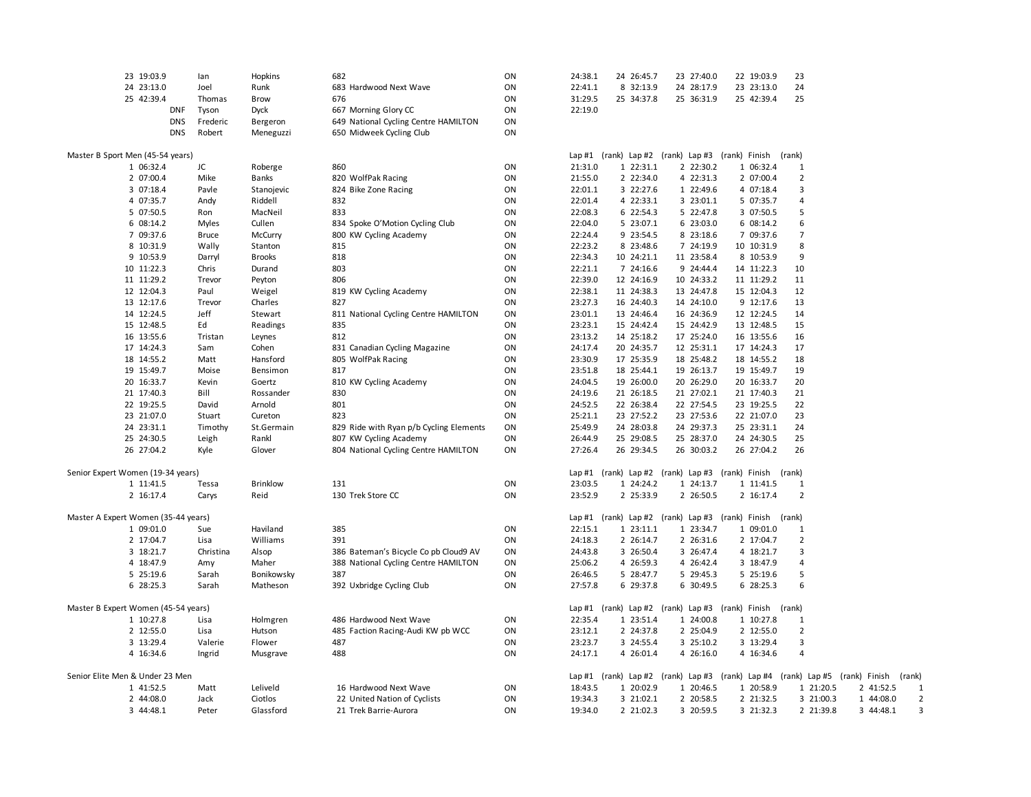| | | | | | | | | | | | | | | |
|---|---|---|---|---|---|---|---|---|---|---|---|---|---|---|
| 23 | 19:03.9 | | Ian | Hopkins | 682 | | ON | 24:38.1 | 24 | 26:45.7 | 23 | 27:40.0 | 22 | 19:03.9 | 23 |
| 24 | 23:13.0 | | Joel | Runk | 683 | Hardwood Next Wave | ON | 22:41.1 | 8 | 32:13.9 | 24 | 28:17.9 | 23 | 23:13.0 | 24 |
| 25 | 42:39.4 | | Thomas | Brow | 676 | | ON | 31:29.5 | 25 | 34:37.8 | 25 | 36:31.9 | 25 | 42:39.4 | 25 |
| | | DNF | Tyson | Dyck | 667 | Morning Glory CC | ON | 22:19.0 | | | | | | | |
| | | DNS | Frederic | Bergeron | 649 | National Cycling Centre HAMILTON | ON | | | | | | | | |
| | | DNS | Robert | Meneguzzi | 650 | Midweek Cycling Club | ON | | | | | | | | |

## Master B Sport Men (45-54 years)

| | | | | | | | Lap #1 | (rank) | Lap #2 | (rank) | Lap #3 | (rank) | Finish | (rank) |
|---|---|---|---|---|---|---|---|---|---|---|---|---|---|---|
| 1 | 06:32.4 | JC | Roberge | 860 | | ON | 21:31.0 | 1 | 22:31.1 | 2 | 22:30.2 | 1 | 06:32.4 | 1 |
| 2 | 07:00.4 | Mike | Banks | 820 | WolfPak Racing | ON | 21:55.0 | 2 | 22:34.0 | 4 | 22:31.3 | 2 | 07:00.4 | 2 |
| 3 | 07:18.4 | Pavle | Stanojevic | 824 | Bike Zone Racing | ON | 22:01.1 | 3 | 22:27.6 | 1 | 22:49.6 | 4 | 07:18.4 | 3 |
| 4 | 07:35.7 | Andy | Riddell | 832 | | ON | 22:01.4 | 4 | 22:33.1 | 3 | 23:01.1 | 5 | 07:35.7 | 4 |
| 5 | 07:50.5 | Ron | MacNeil | 833 | | ON | 22:08.3 | 6 | 22:54.3 | 5 | 22:47.8 | 3 | 07:50.5 | 5 |
| 6 | 08:14.2 | Myles | Cullen | 834 | Spoke O'Motion Cycling Club | ON | 22:04.0 | 5 | 23:07.1 | 6 | 23:03.0 | 6 | 08:14.2 | 6 |
| 7 | 09:37.6 | Bruce | McCurry | 800 | KW Cycling Academy | ON | 22:24.4 | 9 | 23:54.5 | 8 | 23:18.6 | 7 | 09:37.6 | 7 |
| 8 | 10:31.9 | Wally | Stanton | 815 | | ON | 22:23.2 | 8 | 23:48.6 | 7 | 24:19.9 | 10 | 10:31.9 | 8 |
| 9 | 10:53.9 | Darryl | Brooks | 818 | | ON | 22:34.3 | 10 | 24:21.1 | 11 | 23:58.4 | 8 | 10:53.9 | 9 |
| 10 | 11:22.3 | Chris | Durand | 803 | | ON | 22:21.1 | 7 | 24:16.6 | 9 | 24:44.4 | 14 | 11:22.3 | 10 |
| 11 | 11:29.2 | Trevor | Peyton | 806 | | ON | 22:39.0 | 12 | 24:16.9 | 10 | 24:33.2 | 11 | 11:29.2 | 11 |
| 12 | 12:04.3 | Paul | Weigel | 819 | KW Cycling Academy | ON | 22:38.1 | 11 | 24:38.3 | 13 | 24:47.8 | 15 | 12:04.3 | 12 |
| 13 | 12:17.6 | Trevor | Charles | 827 | | ON | 23:27.3 | 16 | 24:40.3 | 14 | 24:10.0 | 9 | 12:17.6 | 13 |
| 14 | 12:24.5 | Jeff | Stewart | 811 | National Cycling Centre HAMILTON | ON | 23:01.1 | 13 | 24:46.4 | 16 | 24:36.9 | 12 | 12:24.5 | 14 |
| 15 | 12:48.5 | Ed | Readings | 835 | | ON | 23:23.1 | 15 | 24:42.4 | 15 | 24:42.9 | 13 | 12:48.5 | 15 |
| 16 | 13:55.6 | Tristan | Leynes | 812 | | ON | 23:13.2 | 14 | 25:18.2 | 17 | 25:24.0 | 16 | 13:55.6 | 16 |
| 17 | 14:24.3 | Sam | Cohen | 831 | Canadian Cycling Magazine | ON | 24:17.4 | 20 | 24:35.7 | 12 | 25:31.1 | 17 | 14:24.3 | 17 |
| 18 | 14:55.2 | Matt | Hansford | 805 | WolfPak Racing | ON | 23:30.9 | 17 | 25:35.9 | 18 | 25:48.2 | 18 | 14:55.2 | 18 |
| 19 | 15:49.7 | Moise | Bensimon | 817 | | ON | 23:51.8 | 18 | 25:44.1 | 19 | 26:13.7 | 19 | 15:49.7 | 19 |
| 20 | 16:33.7 | Kevin | Goertz | 810 | KW Cycling Academy | ON | 24:04.5 | 19 | 26:00.0 | 20 | 26:29.0 | 20 | 16:33.7 | 20 |
| 21 | 17:40.3 | Bill | Rossander | 830 | | ON | 24:19.6 | 21 | 26:18.5 | 21 | 27:02.1 | 21 | 17:40.3 | 21 |
| 22 | 19:25.5 | David | Arnold | 801 | | ON | 24:52.5 | 22 | 26:38.4 | 22 | 27:54.5 | 23 | 19:25.5 | 22 |
| 23 | 21:07.0 | Stuart | Cureton | 823 | | ON | 25:21.1 | 23 | 27:52.2 | 23 | 27:53.6 | 22 | 21:07.0 | 23 |
| 24 | 23:31.1 | Timothy | St.Germain | 829 | Ride with Ryan p/b Cycling Elements | ON | 25:49.9 | 24 | 28:03.8 | 24 | 29:37.3 | 25 | 23:31.1 | 24 |
| 25 | 24:30.5 | Leigh | Rankl | 807 | KW Cycling Academy | ON | 26:44.9 | 25 | 29:08.5 | 25 | 28:37.0 | 24 | 24:30.5 | 25 |
| 26 | 27:04.2 | Kyle | Glover | 804 | National Cycling Centre HAMILTON | ON | 27:26.4 | 26 | 29:34.5 | 26 | 30:03.2 | 26 | 27:04.2 | 26 |

## Senior Expert Women (19-34 years)

| | | | | | | | Lap #1 | (rank) | Lap #2 | (rank) | Lap #3 | (rank) | Finish | (rank) |
|---|---|---|---|---|---|---|---|---|---|---|---|---|---|---|
| 1 | 11:41.5 | Tessa | Brinklow | 131 | | ON | 23:03.5 | 1 | 24:24.2 | 1 | 24:13.7 | 1 | 11:41.5 | 1 |
| 2 | 16:17.4 | Carys | Reid | 130 | Trek Store CC | ON | 23:52.9 | 2 | 25:33.9 | 2 | 26:50.5 | 2 | 16:17.4 | 2 |

## Master A Expert Women (35-44 years)

| | | | | | | | Lap #1 | (rank) | Lap #2 | (rank) | Lap #3 | (rank) | Finish | (rank) |
|---|---|---|---|---|---|---|---|---|---|---|---|---|---|---|
| 1 | 09:01.0 | Sue | Haviland | 385 | | ON | 22:15.1 | 1 | 23:11.1 | 1 | 23:34.7 | 1 | 09:01.0 | 1 |
| 2 | 17:04.7 | Lisa | Williams | 391 | | ON | 24:18.3 | 2 | 26:14.7 | 2 | 26:31.6 | 2 | 17:04.7 | 2 |
| 3 | 18:21.7 | Christina | Alsop | 386 | Bateman's Bicycle Co pb Cloud9 AV | ON | 24:43.8 | 3 | 26:50.4 | 3 | 26:47.4 | 4 | 18:21.7 | 3 |
| 4 | 18:47.9 | Amy | Maher | 388 | National Cycling Centre HAMILTON | ON | 25:06.2 | 4 | 26:59.3 | 4 | 26:42.4 | 3 | 18:47.9 | 4 |
| 5 | 25:19.6 | Sarah | Bonikowsky | 387 | | ON | 26:46.5 | 5 | 28:47.7 | 5 | 29:45.3 | 5 | 25:19.6 | 5 |
| 6 | 28:25.3 | Sarah | Matheson | 392 | Uxbridge Cycling Club | ON | 27:57.8 | 6 | 29:37.8 | 6 | 30:49.5 | 6 | 28:25.3 | 6 |

## Master B Expert Women (45-54 years)

| | | | | | | | Lap #1 | (rank) | Lap #2 | (rank) | Lap #3 | (rank) | Finish | (rank) |
|---|---|---|---|---|---|---|---|---|---|---|---|---|---|---|
| 1 | 10:27.8 | Lisa | Holmgren | 486 | Hardwood Next Wave | ON | 22:35.4 | 1 | 23:51.4 | 1 | 24:00.8 | 1 | 10:27.8 | 1 |
| 2 | 12:55.0 | Lisa | Hutson | 485 | Faction Racing-Audi KW pb WCC | ON | 23:12.1 | 2 | 24:37.8 | 2 | 25:04.9 | 2 | 12:55.0 | 2 |
| 3 | 13:29.4 | Valerie | Flower | 487 | | ON | 23:23.7 | 3 | 24:55.4 | 3 | 25:10.2 | 3 | 13:29.4 | 3 |
| 4 | 16:34.6 | Ingrid | Musgrave | 488 | | ON | 24:17.1 | 4 | 26:01.4 | 4 | 26:16.0 | 4 | 16:34.6 | 4 |

## Senior Elite Men & Under 23 Men

| | | | | | | | Lap #1 | (rank) | Lap #2 | (rank) | Lap #3 | (rank) | Lap #4 | (rank) | Lap #5 | (rank) | Finish | (rank) |
|---|---|---|---|---|---|---|---|---|---|---|---|---|---|---|---|---|---|---|
| 1 | 41:52.5 | Matt | Leliveld | 16 | Hardwood Next Wave | ON | 18:43.5 | 1 | 20:02.9 | 1 | 20:46.5 | 1 | 20:58.9 | 1 | 21:20.5 | 2 | 41:52.5 | 1 |
| 2 | 44:08.0 | Jack | Ciotlos | 22 | United Nation of Cyclists | ON | 19:34.3 | 3 | 21:02.1 | 2 | 20:58.5 | 2 | 21:32.5 | 3 | 21:00.3 | 1 | 44:08.0 | 2 |
| 3 | 44:48.1 | Peter | Glassford | 21 | Trek Barrie-Aurora | ON | 19:34.0 | 2 | 21:02.3 | 3 | 20:59.5 | 3 | 21:32.3 | 2 | 21:39.8 | 3 | 44:48.1 | 3 |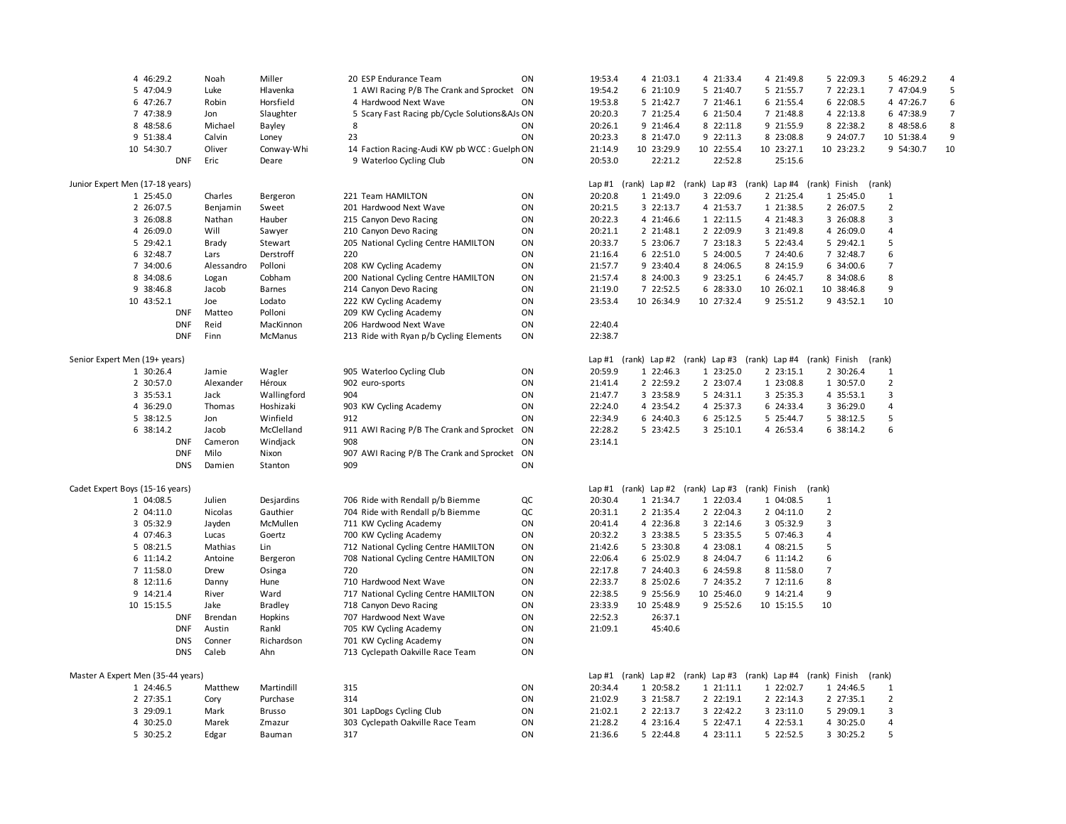| | | | | | | | | | | | | | | | | | | | |
|---|---|---|---|---|---|---|---|---|---|---|---|---|---|---|---|---|---|---|---|
| 4 | 46:29.2 | Noah | Miller | 20 | ESP Endurance Team | ON | 19:53.4 | 4 | 21:03.1 | 4 | 21:33.4 | 4 | 21:49.8 | 5 | 22:09.3 | 5 | 46:29.2 | 4 |
| 5 | 47:04.9 | Luke | Hlavenka | 1 | AWI Racing P/B The Crank and Sprocket | ON | 19:54.2 | 6 | 21:10.9 | 5 | 21:40.7 | 5 | 21:55.7 | 7 | 22:23.1 | 7 | 47:04.9 | 5 |
| 6 | 47:26.7 | Robin | Horsfield | 4 | Hardwood Next Wave | ON | 19:53.8 | 5 | 21:42.7 | 7 | 21:46.1 | 6 | 21:55.4 | 6 | 22:08.5 | 4 | 47:26.7 | 6 |
| 7 | 47:38.9 | Jon | Slaughter | 5 | Scary Fast Racing pb/Cycle Solutions&AJs | ON | 20:20.3 | 7 | 21:25.4 | 6 | 21:50.4 | 7 | 21:48.8 | 4 | 22:13.8 | 6 | 47:38.9 | 7 |
| 8 | 48:58.6 | Michael | Bayley | 8 | | ON | 20:26.1 | 9 | 21:46.4 | 8 | 22:11.8 | 9 | 21:55.9 | 8 | 22:38.2 | 8 | 48:58.6 | 8 |
| 9 | 51:38.4 | Calvin | Loney | 23 | | ON | 20:23.3 | 8 | 21:47.0 | 9 | 22:11.3 | 8 | 23:08.8 | 9 | 24:07.7 | 10 | 51:38.4 | 9 |
| 10 | 54:30.7 | Oliver | Conway-Whi | 14 | Faction Racing-Audi KW pb WCC : Guelph | ON | 21:14.9 | 10 | 23:29.9 | 10 | 22:55.4 | 10 | 23:27.1 | 10 | 23:23.2 | 9 | 54:30.7 | 10 |
| | DNF | Eric | Deare | 9 | Waterloo Cycling Club | ON | 20:53.0 | | 22:21.2 | | 22:52.8 | | 25:15.6 | | | | | |

## Junior Expert Men (17-18 years)

| | | | | | | | Lap #1 | (rank) | Lap #2 | (rank) | Lap #3 | (rank) | Lap #4 | (rank) | Finish | (rank) |
|---|---|---|---|---|---|---|---|---|---|---|---|---|---|---|---|---|
| 1 | 25:45.0 | Charles | Bergeron | 221 | Team HAMILTON | ON | 20:20.8 | 1 | 21:49.0 | 3 | 22:09.6 | 2 | 21:25.4 | 1 | 25:45.0 | 1 |
| 2 | 26:07.5 | Benjamin | Sweet | 201 | Hardwood Next Wave | ON | 20:21.5 | 3 | 22:13.7 | 4 | 21:53.7 | 1 | 21:38.5 | 2 | 26:07.5 | 2 |
| 3 | 26:08.8 | Nathan | Hauber | 215 | Canyon Devo Racing | ON | 20:22.3 | 4 | 21:46.6 | 1 | 22:11.5 | 4 | 21:48.3 | 3 | 26:08.8 | 3 |
| 4 | 26:09.0 | Will | Sawyer | 210 | Canyon Devo Racing | ON | 20:21.1 | 2 | 21:48.1 | 2 | 22:09.9 | 3 | 21:49.8 | 4 | 26:09.0 | 4 |
| 5 | 29:42.1 | Brady | Stewart | 205 | National Cycling Centre HAMILTON | ON | 20:33.7 | 5 | 23:06.7 | 7 | 23:18.3 | 5 | 22:43.4 | 5 | 29:42.1 | 5 |
| 6 | 32:48.7 | Lars | Derstroff | 220 | | ON | 21:16.4 | 6 | 22:51.0 | 5 | 24:00.5 | 7 | 24:40.6 | 7 | 32:48.7 | 6 |
| 7 | 34:00.6 | Alessandro | Polloni | 208 | KW Cycling Academy | ON | 21:57.7 | 9 | 23:40.4 | 8 | 24:06.5 | 8 | 24:15.9 | 6 | 34:00.6 | 7 |
| 8 | 34:08.6 | Logan | Cobham | 200 | National Cycling Centre HAMILTON | ON | 21:57.4 | 8 | 24:00.3 | 9 | 23:25.1 | 6 | 24:45.7 | 8 | 34:08.6 | 8 |
| 9 | 38:46.8 | Jacob | Barnes | 214 | Canyon Devo Racing | ON | 21:19.0 | 7 | 22:52.5 | 6 | 28:33.0 | 10 | 26:02.1 | 10 | 38:46.8 | 9 |
| 10 | 43:52.1 | Joe | Lodato | 222 | KW Cycling Academy | ON | 23:53.4 | 10 | 26:34.9 | 10 | 27:32.4 | 9 | 25:51.2 | 9 | 43:52.1 | 10 |
| | DNF | Matteo | Polloni | 209 | KW Cycling Academy | ON | | | | | | | | | | |
| | DNF | Reid | MacKinnon | 206 | Hardwood Next Wave | ON | 22:40.4 | | | | | | | | | |
| | DNF | Finn | McManus | 213 | Ride with Ryan p/b Cycling Elements | ON | 22:38.7 | | | | | | | | | |

## Senior Expert Men (19+ years)

| | | | | | | | Lap #1 | (rank) | Lap #2 | (rank) | Lap #3 | (rank) | Lap #4 | (rank) | Finish | (rank) |
|---|---|---|---|---|---|---|---|---|---|---|---|---|---|---|---|---|
| 1 | 30:26.4 | Jamie | Wagler | 905 | Waterloo Cycling Club | ON | 20:59.9 | 1 | 22:46.3 | 1 | 23:25.0 | 2 | 23:15.1 | 2 | 30:26.4 | 1 |
| 2 | 30:57.0 | Alexander | Héroux | 902 | euro-sports | ON | 21:41.4 | 2 | 22:59.2 | 2 | 23:07.4 | 1 | 23:08.8 | 1 | 30:57.0 | 2 |
| 3 | 35:53.1 | Jack | Wallingford | 904 | | ON | 21:47.7 | 3 | 23:58.9 | 5 | 24:31.1 | 3 | 25:35.3 | 4 | 35:53.1 | 3 |
| 4 | 36:29.0 | Thomas | Hoshizaki | 903 | KW Cycling Academy | ON | 22:24.0 | 4 | 23:54.2 | 4 | 25:37.3 | 6 | 24:33.4 | 3 | 36:29.0 | 4 |
| 5 | 38:12.5 | Jon | Winfield | 912 | | ON | 22:34.9 | 6 | 24:40.3 | 6 | 25:12.5 | 5 | 25:44.7 | 5 | 38:12.5 | 5 |
| 6 | 38:14.2 | Jacob | McClelland | 911 | AWI Racing P/B The Crank and Sprocket | ON | 22:28.2 | 5 | 23:42.5 | 3 | 25:10.1 | 4 | 26:53.4 | 6 | 38:14.2 | 6 |
| | DNF | Cameron | Windjack | 908 | | ON | 23:14.1 | | | | | | | | | |
| | DNF | Milo | Nixon | 907 | AWI Racing P/B The Crank and Sprocket | ON | | | | | | | | | | |
| | DNS | Damien | Stanton | 909 | | ON | | | | | | | | | | |

## Cadet Expert Boys (15-16 years)

| | | | | | | | Lap #1 | (rank) | Lap #2 | (rank) | Lap #3 | (rank) | Finish | (rank) |
|---|---|---|---|---|---|---|---|---|---|---|---|---|---|---|
| 1 | 04:08.5 | Julien | Desjardins | 706 | Ride with Rendall p/b Biemme | QC | 20:30.4 | 1 | 21:34.7 | 1 | 22:03.4 | 1 | 04:08.5 | 1 |
| 2 | 04:11.0 | Nicolas | Gauthier | 704 | Ride with Rendall p/b Biemme | QC | 20:31.1 | 2 | 21:35.4 | 2 | 22:04.3 | 2 | 04:11.0 | 2 |
| 3 | 05:32.9 | Jayden | McMullen | 711 | KW Cycling Academy | ON | 20:41.4 | 4 | 22:36.8 | 3 | 22:14.6 | 3 | 05:32.9 | 3 |
| 4 | 07:46.3 | Lucas | Goertz | 700 | KW Cycling Academy | ON | 20:32.2 | 3 | 23:38.5 | 5 | 23:35.5 | 5 | 07:46.3 | 4 |
| 5 | 08:21.5 | Mathias | Lin | 712 | National Cycling Centre HAMILTON | ON | 21:42.6 | 5 | 23:30.8 | 4 | 23:08.1 | 4 | 08:21.5 | 5 |
| 6 | 11:14.2 | Antoine | Bergeron | 708 | National Cycling Centre HAMILTON | ON | 22:06.4 | 6 | 25:02.9 | 8 | 24:04.7 | 6 | 11:14.2 | 6 |
| 7 | 11:58.0 | Drew | Osinga | 720 | | ON | 22:17.8 | 7 | 24:40.3 | 6 | 24:59.8 | 8 | 11:58.0 | 7 |
| 8 | 12:11.6 | Danny | Hune | 710 | Hardwood Next Wave | ON | 22:33.7 | 8 | 25:02.6 | 7 | 24:35.2 | 7 | 12:11.6 | 8 |
| 9 | 14:21.4 | River | Ward | 717 | National Cycling Centre HAMILTON | ON | 22:38.5 | 9 | 25:56.9 | 10 | 25:46.0 | 9 | 14:21.4 | 9 |
| 10 | 15:15.5 | Jake | Bradley | 718 | Canyon Devo Racing | ON | 23:33.9 | 10 | 25:48.9 | 9 | 25:52.6 | 10 | 15:15.5 | 10 |
| | DNF | Brendan | Hopkins | 707 | Hardwood Next Wave | ON | 22:52.3 | | 26:37.1 | | | | | |
| | DNF | Austin | Rankl | 705 | KW Cycling Academy | ON | 21:09.1 | | 45:40.6 | | | | | |
| | DNS | Conner | Richardson | 701 | KW Cycling Academy | ON | | | | | | | | |
| | DNS | Caleb | Ahn | 713 | Cyclepath Oakville Race Team | ON | | | | | | | | |

## Master A Expert Men (35-44 years)

| | | | | | | | Lap #1 | (rank) | Lap #2 | (rank) | Lap #3 | (rank) | Lap #4 | (rank) | Finish | (rank) |
|---|---|---|---|---|---|---|---|---|---|---|---|---|---|---|---|---|
| 1 | 24:46.5 | Matthew | Martindill | 315 | | ON | 20:34.4 | 1 | 20:58.2 | 1 | 21:11.1 | 1 | 22:02.7 | 1 | 24:46.5 | 1 |
| 2 | 27:35.1 | Cory | Purchase | 314 | | ON | 21:02.9 | 3 | 21:58.7 | 2 | 22:19.1 | 2 | 22:14.3 | 2 | 27:35.1 | 2 |
| 3 | 29:09.1 | Mark | Brusso | 301 | LapDogs Cycling Club | ON | 21:02.1 | 2 | 22:13.7 | 3 | 22:42.2 | 3 | 23:11.0 | 5 | 29:09.1 | 3 |
| 4 | 30:25.0 | Marek | Zmazur | 303 | Cyclepath Oakville Race Team | ON | 21:28.2 | 4 | 23:16.4 | 5 | 22:47.1 | 4 | 22:53.1 | 4 | 30:25.0 | 4 |
| 5 | 30:25.2 | Edgar | Bauman | 317 | | ON | 21:36.6 | 5 | 22:44.8 | 4 | 23:11.1 | 5 | 22:52.5 | 3 | 30:25.2 | 5 |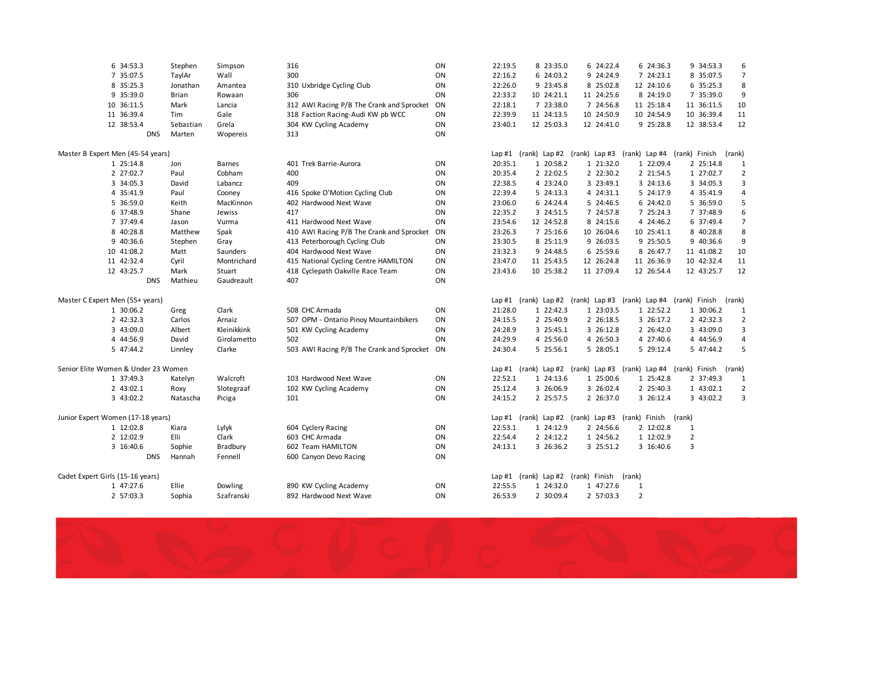| | | | | | | | | | | | | | | | | |
|---|---|---|---|---|---|---|---|---|---|---|---|---|---|---|---|---|
| 6 | 34:53.3 | Stephen | Simpson | 316 | | ON | 22:19.5 | 8 | 23:35.0 | 6 | 24:22.4 | 6 | 24:36.3 | 9 | 34:53.3 | 6 |
| 7 | 35:07.5 | TaylAr | Wall | 300 | | ON | 22:16.2 | 6 | 24:03.2 | 9 | 24:24.9 | 7 | 24:23.1 | 8 | 35:07.5 | 7 |
| 8 | 35:25.3 | Jonathan | Amantea | 310 | Uxbridge Cycling Club | ON | 22:26.0 | 9 | 23:45.8 | 8 | 25:02.8 | 12 | 24:10.6 | 6 | 35:25.3 | 8 |
| 9 | 35:39.0 | Brian | Rowaan | 306 | | ON | 22:33.2 | 10 | 24:21.1 | 11 | 24:25.6 | 8 | 24:19.0 | 7 | 35:39.0 | 9 |
| 10 | 36:11.5 | Mark | Lancia | 312 | AWI Racing P/B The Crank and Sprocket | ON | 22:18.1 | 7 | 23:38.0 | 7 | 24:56.8 | 11 | 25:18.4 | 11 | 36:11.5 | 10 |
| 11 | 36:39.4 | Tim | Gale | 318 | Faction Racing-Audi KW pb WCC | ON | 22:39.9 | 11 | 24:13.5 | 10 | 24:50.9 | 10 | 24:54.9 | 10 | 36:39.4 | 11 |
| 12 | 38:53.4 | Sebastian | Grela | 304 | KW Cycling Academy | ON | 23:40.1 | 12 | 25:03.3 | 12 | 24:41.0 | 9 | 25:28.8 | 12 | 38:53.4 | 12 |
| | DNS | Marten | Wopereis | 313 | | ON | | | | | | | | | | |

**Master B Expert Men (45-54 years)**

| | | | | | | | Lap #1 | (rank) | Lap #2 | (rank) | Lap #3 | (rank) | Lap #4 | (rank) | Finish | (rank) |
|---|---|---|---|---|---|---|---|---|---|---|---|---|---|---|---|---|
| 1 | 25:14.8 | Jon | Barnes | 401 | Trek Barrie-Aurora | ON | 20:35.1 | 1 | 20:58.2 | 1 | 21:32.0 | 1 | 22:09.4 | 2 | 25:14.8 | 1 |
| 2 | 27:02.7 | Paul | Cobham | 400 | | ON | 20:35.4 | 2 | 22:02.5 | 2 | 22:30.2 | 2 | 21:54.5 | 1 | 27:02.7 | 2 |
| 3 | 34:05.3 | David | Labancz | 409 | | ON | 22:38.5 | 4 | 23:24.0 | 3 | 23:49.1 | 3 | 24:13.6 | 3 | 34:05.3 | 3 |
| 4 | 35:41.9 | Paul | Cooney | 416 | Spoke O'Motion Cycling Club | ON | 22:39.4 | 5 | 24:13.3 | 4 | 24:31.1 | 5 | 24:17.9 | 4 | 35:41.9 | 4 |
| 5 | 36:59.0 | Keith | MacKinnon | 402 | Hardwood Next Wave | ON | 23:06.0 | 6 | 24:24.4 | 5 | 24:46.5 | 6 | 24:42.0 | 5 | 36:59.0 | 5 |
| 6 | 37:48.9 | Shane | Jewiss | 417 | | ON | 22:35.2 | 3 | 24:51.5 | 7 | 24:57.8 | 7 | 25:24.3 | 7 | 37:48.9 | 6 |
| 7 | 37:49.4 | Jason | Vurma | 411 | Hardwood Next Wave | ON | 23:54.6 | 12 | 24:52.8 | 8 | 24:15.6 | 4 | 24:46.2 | 6 | 37:49.4 | 7 |
| 8 | 40:28.8 | Matthew | Spak | 410 | AWI Racing P/B The Crank and Sprocket | ON | 23:26.3 | 7 | 25:16.6 | 10 | 26:04.6 | 10 | 25:41.1 | 8 | 40:28.8 | 8 |
| 9 | 40:36.6 | Stephen | Gray | 413 | Peterborough Cycling Club | ON | 23:30.5 | 8 | 25:11.9 | 9 | 26:03.5 | 9 | 25:50.5 | 9 | 40:36.6 | 9 |
| 10 | 41:08.2 | Matt | Saunders | 404 | Hardwood Next Wave | ON | 23:32.3 | 9 | 24:48.5 | 6 | 25:59.6 | 8 | 26:47.7 | 11 | 41:08.2 | 10 |
| 11 | 42:32.4 | Cyril | Montrichard | 415 | National Cycling Centre HAMILTON | ON | 23:47.0 | 11 | 25:43.5 | 12 | 26:24.8 | 11 | 26:36.9 | 10 | 42:32.4 | 11 |
| 12 | 43:25.7 | Mark | Stuart | 418 | Cyclepath Oakville Race Team | ON | 23:43.6 | 10 | 25:38.2 | 11 | 27:09.4 | 12 | 26:54.4 | 12 | 43:25.7 | 12 |
| | DNS | Mathieu | Gaudreault | 407 | | ON | | | | | | | | | | |

**Master C Expert Men (55+ years)**

| | | | | | | | Lap #1 | (rank) | Lap #2 | (rank) | Lap #3 | (rank) | Lap #4 | (rank) | Finish | (rank) |
|---|---|---|---|---|---|---|---|---|---|---|---|---|---|---|---|---|
| 1 | 30:06.2 | Greg | Clark | 508 | CHC Armada | ON | 21:28.0 | 1 | 22:42.3 | 1 | 23:03.5 | 1 | 22:52.2 | 1 | 30:06.2 | 1 |
| 2 | 42:32.3 | Carlos | Arnaiz | 507 | OPM - Ontario Pinoy Mountainbikers | ON | 24:15.5 | 2 | 25:40.9 | 2 | 26:18.5 | 3 | 26:17.2 | 2 | 42:32.3 | 2 |
| 3 | 43:09.0 | Albert | Kleinikkink | 501 | KW Cycling Academy | ON | 24:28.9 | 3 | 25:45.1 | 3 | 26:12.8 | 2 | 26:42.0 | 3 | 43:09.0 | 3 |
| 4 | 44:56.9 | David | Girolametto | 502 | | ON | 24:29.9 | 4 | 25:56.0 | 4 | 26:50.3 | 4 | 27:40.6 | 4 | 44:56.9 | 4 |
| 5 | 47:44.2 | Linnley | Clarke | 503 | AWI Racing P/B The Crank and Sprocket | ON | 24:30.4 | 5 | 25:56.1 | 5 | 28:05.1 | 5 | 29:12.4 | 5 | 47:44.2 | 5 |

**Senior Elite Women & Under 23 Women**

| | | | | | | | Lap #1 | (rank) | Lap #2 | (rank) | Lap #3 | (rank) | Lap #4 | (rank) | Finish | (rank) |
|---|---|---|---|---|---|---|---|---|---|---|---|---|---|---|---|---|
| 1 | 37:49.3 | Katelyn | Walcroft | 103 | Hardwood Next Wave | ON | 22:52.1 | 1 | 24:13.6 | 1 | 25:00.6 | 1 | 25:42.8 | 2 | 37:49.3 | 1 |
| 2 | 43:02.1 | Roxy | Slotegraaf | 102 | KW Cycling Academy | ON | 25:12.4 | 3 | 26:06.9 | 3 | 26:02.4 | 2 | 25:40.3 | 1 | 43:02.1 | 2 |
| 3 | 43:02.2 | Natascha | Piciga | 101 | | ON | 24:15.2 | 2 | 25:57.5 | 2 | 26:37.0 | 3 | 26:12.4 | 3 | 43:02.2 | 3 |

**Junior Expert Women (17-18 years)**

| | | | | | | | Lap #1 | (rank) | Lap #2 | (rank) | Lap #3 | (rank) | Finish | (rank) |
|---|---|---|---|---|---|---|---|---|---|---|---|---|---|---|
| 1 | 12:02.8 | Kiara | Lylyk | 604 | Cyclery Racing | ON | 22:53.1 | 1 | 24:12.9 | 2 | 24:56.6 | 2 | 12:02.8 | 1 |
| 2 | 12:02.9 | Elli | Clark | 603 | CHC Armada | ON | 22:54.4 | 2 | 24:12.2 | 1 | 24:56.2 | 1 | 12:02.9 | 2 |
| 3 | 16:40.6 | Sophie | Bradbury | 602 | Team HAMILTON | ON | 24:13.1 | 3 | 26:36.2 | 3 | 25:51.2 | 3 | 16:40.6 | 3 |
| | DNS | Hannah | Fennell | 600 | Canyon Devo Racing | ON | | | | | | | | |

**Cadet Expert Girls (15-16 years)**

| | | | | | | | Lap #1 | (rank) | Lap #2 | (rank) | Finish | (rank) |
|---|---|---|---|---|---|---|---|---|---|---|---|---|
| 1 | 47:27.6 | Ellie | Dowling | 890 | KW Cycling Academy | ON | 22:55.5 | 1 | 24:32.0 | 1 | 47:27.6 | 1 |
| 2 | 57:03.3 | Sophia | Szafranski | 892 | Hardwood Next Wave | ON | 26:53.9 | 2 | 30:09.4 | 2 | 57:03.3 | 2 |